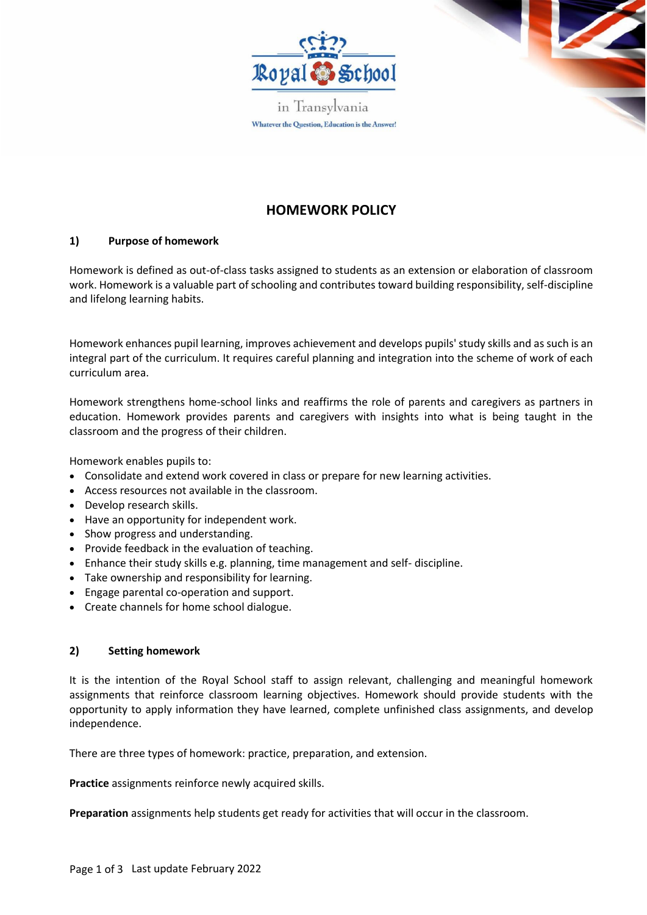Royal School in Transylvania

Whatever the Question, Education is the Answer!

# HOMEWORK POLICY

## 1) Purpose of homework

Homework is defined as out-of-class tasks assigned to students as an extension or elaboration of classroom work. Homework is a valuable part of schooling and contributes toward building responsibility, self-discipline and lifelong learning habits.

Homework enhances pupil learning, improves achievement and develops pupils' study skills and as such is an integral part of the curriculum. It requires careful planning and integration into the scheme of work of each curriculum area.

Homework strengthens home-school links and reaffirms the role of parents and caregivers as partners in education. Homework provides parents and caregivers with insights into what is being taught in the classroom and the progress of their children.

Homework enables pupils to:

- Consolidate and extend work covered in class or prepare for new learning activities.
- Access resources not available in the classroom.
- Develop research skills.
- Have an opportunity for independent work.
- Show progress and understanding.
- Provide feedback in the evaluation of teaching.
- Enhance their study skills e.g. planning, time management and self- discipline.
- Take ownership and responsibility for learning.
- Engage parental co-operation and support.
- Create channels for home school dialogue.

## 2) Setting homework

It is the intention of the Royal School staff to assign relevant, challenging and meaningful homework assignments that reinforce classroom learning objectives. Homework should provide students with the opportunity to apply information they have learned, complete unfinished class assignments, and develop independence.

There are three types of homework: practice, preparation, and extension.

**Practice** assignments reinforce newly acquired skills.

**Preparation** assignments help students get ready for activities that will occur in the classroom.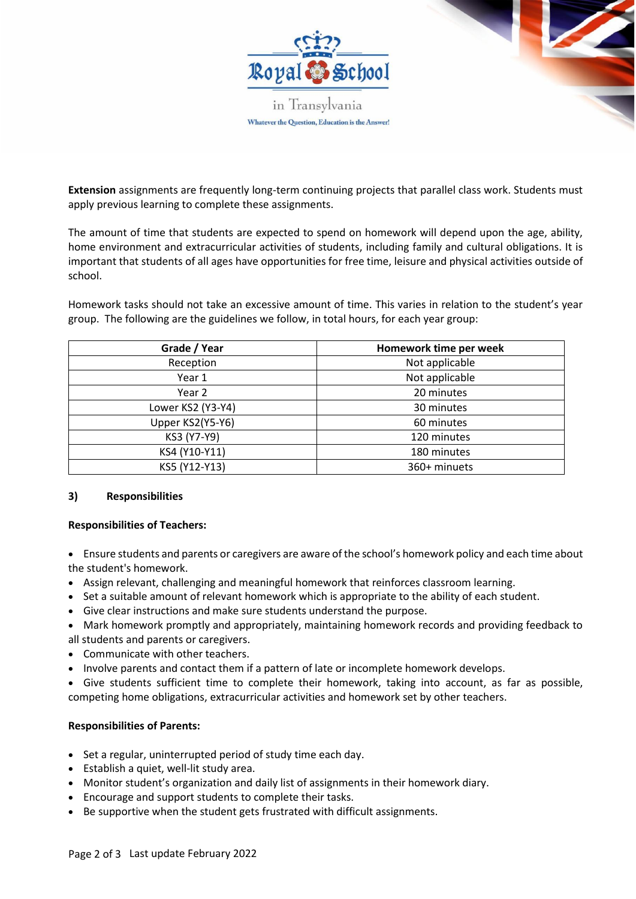**Extension** assignments are frequently long-term continuing projects that parallel class work. Students must apply previous learning to complete these assignments.

The amount of time that students are expected to spend on homework will depend upon the age, ability, home environment and extracurricular activities of students, including family and cultural obligations. It is important that students of all ages have opportunities for free time, leisure and physical activities outside of school.

Homework tasks should not take an excessive amount of time. This varies in relation to the student's year group. The following are the guidelines we follow, in total hours, for each year group:

| Grade / Year | Homework time per week |
|---|---|
| Reception | Not applicable |
| Year 1 | Not applicable |
| Year 2 | 20 minutes |
| Lower KS2 (Y3-Y4) | 30 minutes |
| Upper KS2(Y5-Y6) | 60 minutes |
| KS3 (Y7-Y9) | 120 minutes |
| KS4 (Y10-Y11) | 180 minutes |
| KS5 (Y12-Y13) | 360+ minuets |

### 3) Responsibilities

**Responsibilities of Teachers:**

- Ensure students and parents or caregivers are aware of the school's homework policy and each time about the student's homework.
- Assign relevant, challenging and meaningful homework that reinforces classroom learning.
- Set a suitable amount of relevant homework which is appropriate to the ability of each student.
- Give clear instructions and make sure students understand the purpose.
- Mark homework promptly and appropriately, maintaining homework records and providing feedback to all students and parents or caregivers.
- Communicate with other teachers.
- Involve parents and contact them if a pattern of late or incomplete homework develops.
- Give students sufficient time to complete their homework, taking into account, as far as possible, competing home obligations, extracurricular activities and homework set by other teachers.

**Responsibilities of Parents:**

- Set a regular, uninterrupted period of study time each day.
- Establish a quiet, well-lit study area.
- Monitor student's organization and daily list of assignments in their homework diary.
- Encourage and support students to complete their tasks.
- Be supportive when the student gets frustrated with difficult assignments.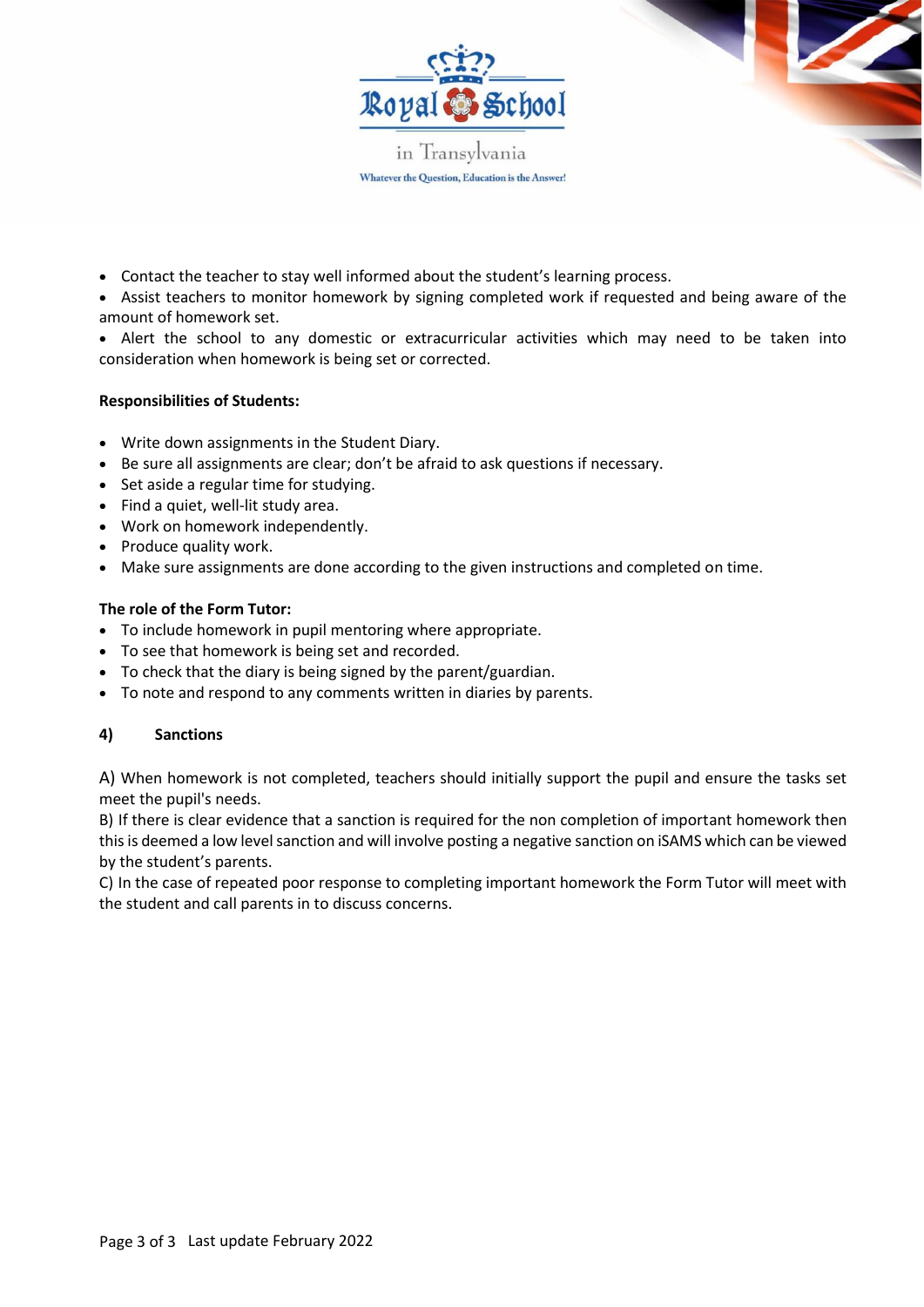- Contact the teacher to stay well informed about the student's learning process.
- Assist teachers to monitor homework by signing completed work if requested and being aware of the amount of homework set.
- Alert the school to any domestic or extracurricular activities which may need to be taken into consideration when homework is being set or corrected.

**Responsibilities of Students:**

- Write down assignments in the Student Diary.
- Be sure all assignments are clear; don't be afraid to ask questions if necessary.
- Set aside a regular time for studying.
- Find a quiet, well-lit study area.
- Work on homework independently.
- Produce quality work.
- Make sure assignments are done according to the given instructions and completed on time.

**The role of the Form Tutor:**

- To include homework in pupil mentoring where appropriate.
- To see that homework is being set and recorded.
- To check that the diary is being signed by the parent/guardian.
- To note and respond to any comments written in diaries by parents.

## 4) Sanctions

A) When homework is not completed, teachers should initially support the pupil and ensure the tasks set meet the pupil's needs.
B) If there is clear evidence that a sanction is required for the non completion of important homework then this is deemed a low level sanction and will involve posting a negative sanction on iSAMS which can be viewed by the student's parents.
C) In the case of repeated poor response to completing important homework the Form Tutor will meet with the student and call parents in to discuss concerns.